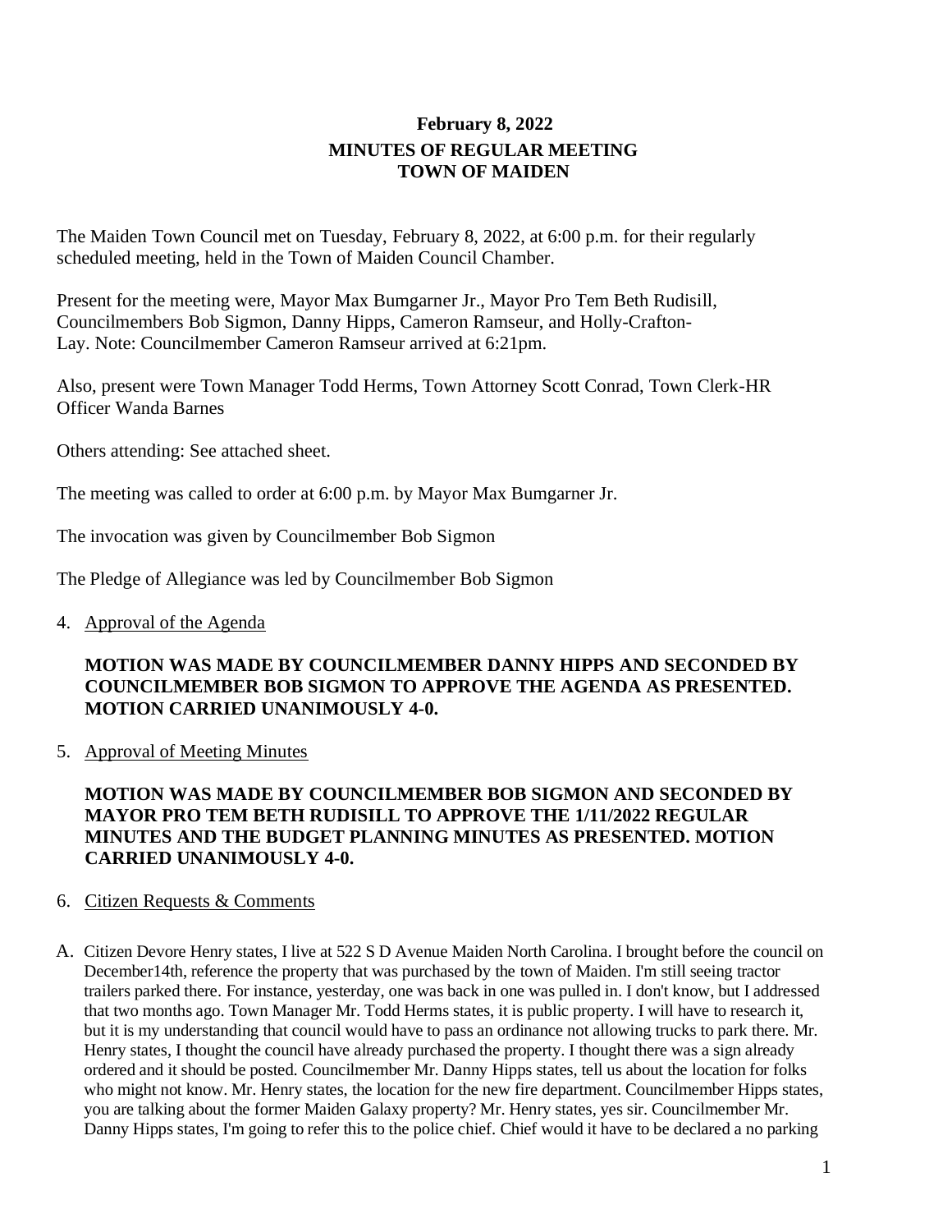## February 8, 2022
## MINUTES OF REGULAR MEETING
## TOWN OF MAIDEN

The Maiden Town Council met on Tuesday, February 8, 2022, at 6:00 p.m. for their regularly scheduled meeting, held in the Town of Maiden Council Chamber.

Present for the meeting were, Mayor Max Bumgarner Jr., Mayor Pro Tem Beth Rudisill, Councilmembers Bob Sigmon, Danny Hipps, Cameron Ramseur, and Holly-Crafton-Lay. Note: Councilmember Cameron Ramseur arrived at 6:21pm.

Also, present were Town Manager Todd Herms, Town Attorney Scott Conrad, Town Clerk-HR Officer Wanda Barnes

Others attending: See attached sheet.

The meeting was called to order at 6:00 p.m. by Mayor Max Bumgarner Jr.

The invocation was given by Councilmember Bob Sigmon

The Pledge of Allegiance was led by Councilmember Bob Sigmon

4. Approval of the Agenda

**MOTION WAS MADE BY COUNCILMEMBER DANNY HIPPS AND SECONDED BY COUNCILMEMBER BOB SIGMON TO APPROVE THE AGENDA AS PRESENTED. MOTION CARRIED UNANIMOUSLY 4-0.**

5. Approval of Meeting Minutes

**MOTION WAS MADE BY COUNCILMEMBER BOB SIGMON AND SECONDED BY MAYOR PRO TEM BETH RUDISILL TO APPROVE THE 1/11/2022 REGULAR MINUTES AND THE BUDGET PLANNING MINUTES AS PRESENTED. MOTION CARRIED UNANIMOUSLY 4-0.**

6. Citizen Requests & Comments

A. Citizen Devore Henry states, I live at 522 S D Avenue Maiden North Carolina. I brought before the council on December14th, reference the property that was purchased by the town of Maiden. I'm still seeing tractor trailers parked there. For instance, yesterday, one was back in one was pulled in. I don't know, but I addressed that two months ago. Town Manager Mr. Todd Herms states, it is public property. I will have to research it, but it is my understanding that council would have to pass an ordinance not allowing trucks to park there. Mr. Henry states, I thought the council have already purchased the property. I thought there was a sign already ordered and it should be posted. Councilmember Mr. Danny Hipps states, tell us about the location for folks who might not know. Mr. Henry states, the location for the new fire department. Councilmember Hipps states, you are talking about the former Maiden Galaxy property? Mr. Henry states, yes sir. Councilmember Mr. Danny Hipps states, I'm going to refer this to the police chief. Chief would it have to be declared a no parking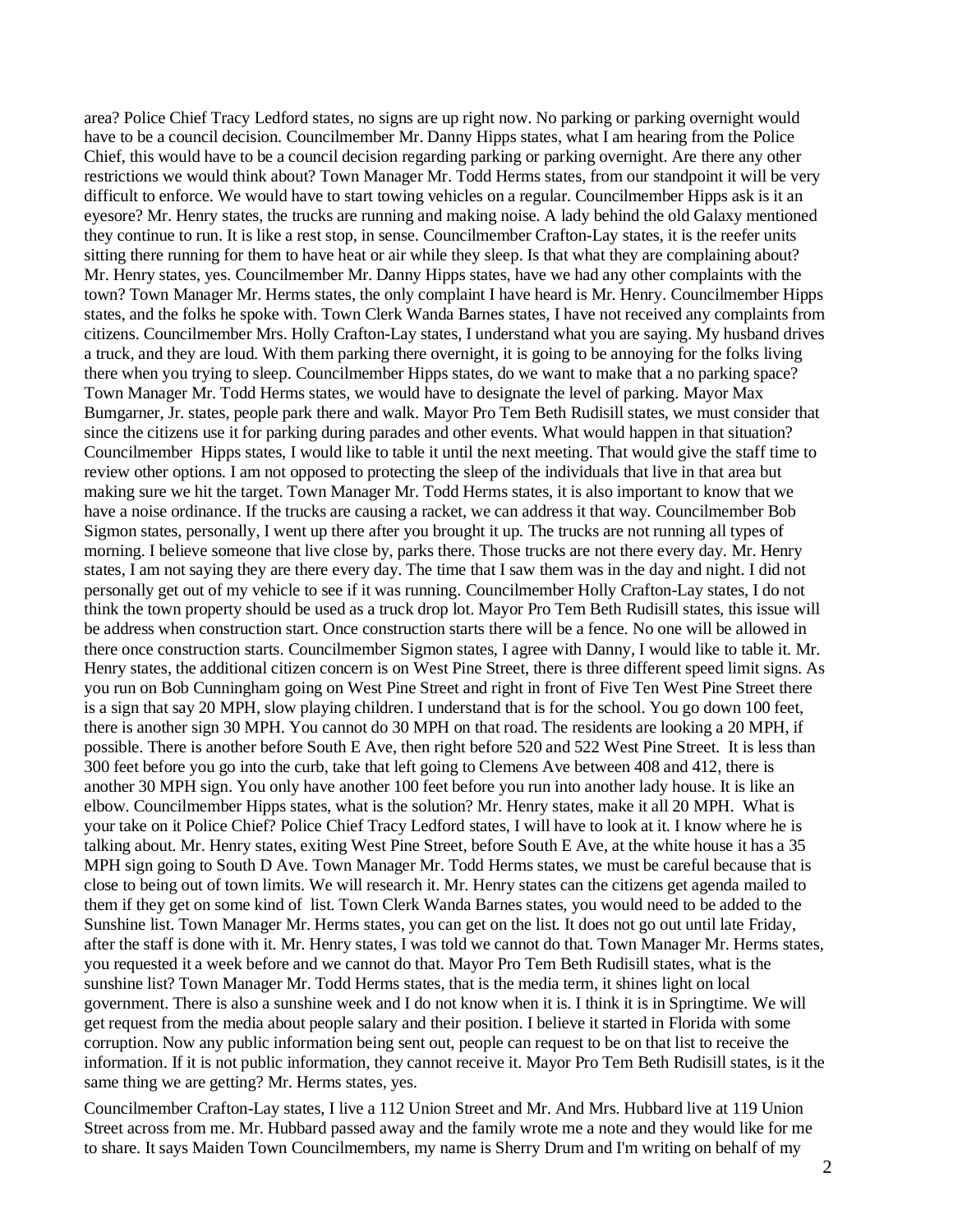area? Police Chief Tracy Ledford states, no signs are up right now. No parking or parking overnight would have to be a council decision. Councilmember Mr. Danny Hipps states, what I am hearing from the Police Chief, this would have to be a council decision regarding parking or parking overnight. Are there any other restrictions we would think about? Town Manager Mr. Todd Herms states, from our standpoint it will be very difficult to enforce. We would have to start towing vehicles on a regular. Councilmember Hipps ask is it an eyesore? Mr. Henry states, the trucks are running and making noise. A lady behind the old Galaxy mentioned they continue to run. It is like a rest stop, in sense. Councilmember Crafton-Lay states, it is the reefer units sitting there running for them to have heat or air while they sleep. Is that what they are complaining about? Mr. Henry states, yes. Councilmember Mr. Danny Hipps states, have we had any other complaints with the town? Town Manager Mr. Herms states, the only complaint I have heard is Mr. Henry. Councilmember Hipps states, and the folks he spoke with. Town Clerk Wanda Barnes states, I have not received any complaints from citizens. Councilmember Mrs. Holly Crafton-Lay states, I understand what you are saying. My husband drives a truck, and they are loud. With them parking there overnight, it is going to be annoying for the folks living there when you trying to sleep. Councilmember Hipps states, do we want to make that a no parking space? Town Manager Mr. Todd Herms states, we would have to designate the level of parking. Mayor Max Bumgarner, Jr. states, people park there and walk. Mayor Pro Tem Beth Rudisill states, we must consider that since the citizens use it for parking during parades and other events. What would happen in that situation? Councilmember Hipps states, I would like to table it until the next meeting. That would give the staff time to review other options. I am not opposed to protecting the sleep of the individuals that live in that area but making sure we hit the target. Town Manager Mr. Todd Herms states, it is also important to know that we have a noise ordinance. If the trucks are causing a racket, we can address it that way. Councilmember Bob Sigmon states, personally, I went up there after you brought it up. The trucks are not running all types of morning. I believe someone that live close by, parks there. Those trucks are not there every day. Mr. Henry states, I am not saying they are there every day. The time that I saw them was in the day and night. I did not personally get out of my vehicle to see if it was running. Councilmember Holly Crafton-Lay states, I do not think the town property should be used as a truck drop lot. Mayor Pro Tem Beth Rudisill states, this issue will be address when construction start. Once construction starts there will be a fence. No one will be allowed in there once construction starts. Councilmember Sigmon states, I agree with Danny, I would like to table it. Mr. Henry states, the additional citizen concern is on West Pine Street, there is three different speed limit signs. As you run on Bob Cunningham going on West Pine Street and right in front of Five Ten West Pine Street there is a sign that say 20 MPH, slow playing children. I understand that is for the school. You go down 100 feet, there is another sign 30 MPH. You cannot do 30 MPH on that road. The residents are looking a 20 MPH, if possible. There is another before South E Ave, then right before 520 and 522 West Pine Street. It is less than 300 feet before you go into the curb, take that left going to Clemens Ave between 408 and 412, there is another 30 MPH sign. You only have another 100 feet before you run into another lady house. It is like an elbow. Councilmember Hipps states, what is the solution? Mr. Henry states, make it all 20 MPH. What is your take on it Police Chief? Police Chief Tracy Ledford states, I will have to look at it. I know where he is talking about. Mr. Henry states, exiting West Pine Street, before South E Ave, at the white house it has a 35 MPH sign going to South D Ave. Town Manager Mr. Todd Herms states, we must be careful because that is close to being out of town limits. We will research it. Mr. Henry states can the citizens get agenda mailed to them if they get on some kind of list. Town Clerk Wanda Barnes states, you would need to be added to the Sunshine list. Town Manager Mr. Herms states, you can get on the list. It does not go out until late Friday, after the staff is done with it. Mr. Henry states, I was told we cannot do that. Town Manager Mr. Herms states, you requested it a week before and we cannot do that. Mayor Pro Tem Beth Rudisill states, what is the sunshine list? Town Manager Mr. Todd Herms states, that is the media term, it shines light on local government. There is also a sunshine week and I do not know when it is. I think it is in Springtime. We will get request from the media about people salary and their position. I believe it started in Florida with some corruption. Now any public information being sent out, people can request to be on that list to receive the information. If it is not public information, they cannot receive it. Mayor Pro Tem Beth Rudisill states, is it the same thing we are getting? Mr. Herms states, yes.

Councilmember Crafton-Lay states, I live a 112 Union Street and Mr. And Mrs. Hubbard live at 119 Union Street across from me. Mr. Hubbard passed away and the family wrote me a note and they would like for me to share. It says Maiden Town Councilmembers, my name is Sherry Drum and I'm writing on behalf of my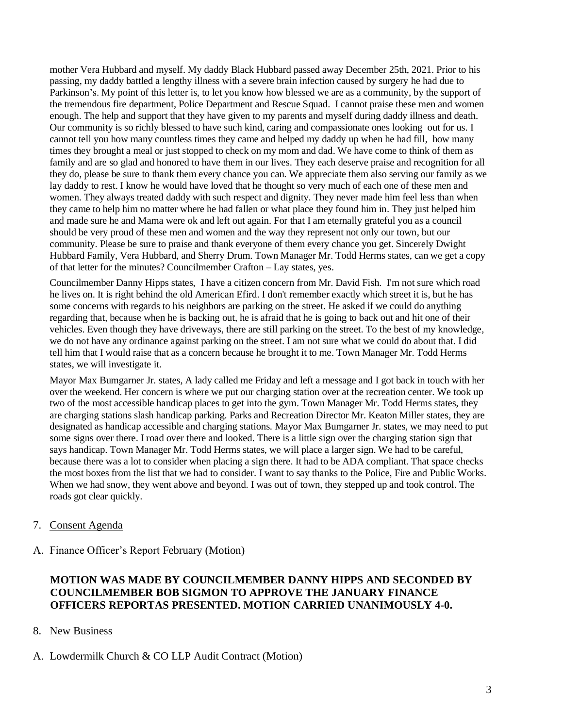mother Vera Hubbard and myself. My daddy Black Hubbard passed away December 25th, 2021. Prior to his passing, my daddy battled a lengthy illness with a severe brain infection caused by surgery he had due to Parkinson's. My point of this letter is, to let you know how blessed we are as a community, by the support of the tremendous fire department, Police Department and Rescue Squad. I cannot praise these men and women enough. The help and support that they have given to my parents and myself during daddy illness and death. Our community is so richly blessed to have such kind, caring and compassionate ones looking out for us. I cannot tell you how many countless times they came and helped my daddy up when he had fill, how many times they brought a meal or just stopped to check on my mom and dad. We have come to think of them as family and are so glad and honored to have them in our lives. They each deserve praise and recognition for all they do, please be sure to thank them every chance you can. We appreciate them also serving our family as we lay daddy to rest. I know he would have loved that he thought so very much of each one of these men and women. They always treated daddy with such respect and dignity. They never made him feel less than when they came to help him no matter where he had fallen or what place they found him in. They just helped him and made sure he and Mama were ok and left out again. For that I am eternally grateful you as a council should be very proud of these men and women and the way they represent not only our town, but our community. Please be sure to praise and thank everyone of them every chance you get. Sincerely Dwight Hubbard Family, Vera Hubbard, and Sherry Drum. Town Manager Mr. Todd Herms states, can we get a copy of that letter for the minutes? Councilmember Crafton – Lay states, yes.

Councilmember Danny Hipps states, I have a citizen concern from Mr. David Fish. I'm not sure which road he lives on. It is right behind the old American Efird. I don't remember exactly which street it is, but he has some concerns with regards to his neighbors are parking on the street. He asked if we could do anything regarding that, because when he is backing out, he is afraid that he is going to back out and hit one of their vehicles. Even though they have driveways, there are still parking on the street. To the best of my knowledge, we do not have any ordinance against parking on the street. I am not sure what we could do about that. I did tell him that I would raise that as a concern because he brought it to me. Town Manager Mr. Todd Herms states, we will investigate it.

Mayor Max Bumgarner Jr. states, A lady called me Friday and left a message and I got back in touch with her over the weekend. Her concern is where we put our charging station over at the recreation center. We took up two of the most accessible handicap places to get into the gym. Town Manager Mr. Todd Herms states, they are charging stations slash handicap parking. Parks and Recreation Director Mr. Keaton Miller states, they are designated as handicap accessible and charging stations. Mayor Max Bumgarner Jr. states, we may need to put some signs over there. I road over there and looked. There is a little sign over the charging station sign that says handicap. Town Manager Mr. Todd Herms states, we will place a larger sign. We had to be careful, because there was a lot to consider when placing a sign there. It had to be ADA compliant. That space checks the most boxes from the list that we had to consider. I want to say thanks to the Police, Fire and Public Works. When we had snow, they went above and beyond. I was out of town, they stepped up and took control. The roads got clear quickly.

7. Consent Agenda

A. Finance Officer's Report February (Motion)

**MOTION WAS MADE BY COUNCILMEMBER DANNY HIPPS AND SECONDED BY COUNCILMEMBER BOB SIGMON TO APPROVE THE JANUARY FINANCE OFFICERS REPORTAS PRESENTED. MOTION CARRIED UNANIMOUSLY 4-0.**

8. New Business

A. Lowdermilk Church & CO LLP Audit Contract (Motion)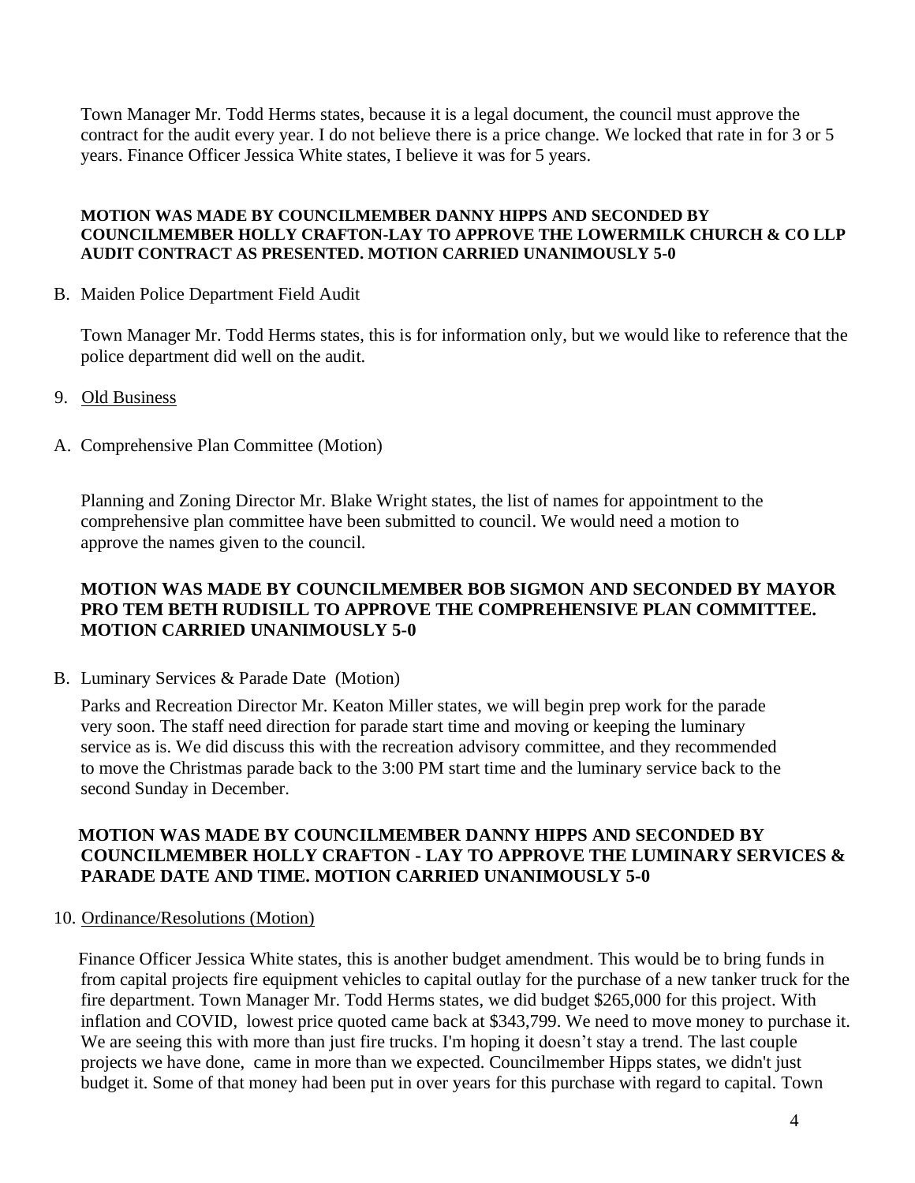Town Manager Mr. Todd Herms states, because it is a legal document, the council must approve the contract for the audit every year. I do not believe there is a price change. We locked that rate in for 3 or 5 years. Finance Officer Jessica White states, I believe it was for 5 years.

**MOTION WAS MADE BY COUNCILMEMBER DANNY HIPPS AND SECONDED BY COUNCILMEMBER HOLLY CRAFTON-LAY TO APPROVE THE LOWERMILK CHURCH & CO LLP AUDIT CONTRACT AS PRESENTED. MOTION CARRIED UNANIMOUSLY 5-0**

B. Maiden Police Department Field Audit

Town Manager Mr. Todd Herms states, this is for information only, but we would like to reference that the police department did well on the audit.

9. Old Business

A. Comprehensive Plan Committee (Motion)

Planning and Zoning Director Mr. Blake Wright states, the list of names for appointment to the comprehensive plan committee have been submitted to council. We would need a motion to approve the names given to the council.

**MOTION WAS MADE BY COUNCILMEMBER BOB SIGMON AND SECONDED BY MAYOR PRO TEM BETH RUDISILL TO APPROVE THE COMPREHENSIVE PLAN COMMITTEE. MOTION CARRIED UNANIMOUSLY 5-0**

B. Luminary Services & Parade Date (Motion)

Parks and Recreation Director Mr. Keaton Miller states, we will begin prep work for the parade very soon. The staff need direction for parade start time and moving or keeping the luminary service as is. We did discuss this with the recreation advisory committee, and they recommended to move the Christmas parade back to the 3:00 PM start time and the luminary service back to the second Sunday in December.

**MOTION WAS MADE BY COUNCILMEMBER DANNY HIPPS AND SECONDED BY COUNCILMEMBER HOLLY CRAFTON - LAY TO APPROVE THE LUMINARY SERVICES & PARADE DATE AND TIME. MOTION CARRIED UNANIMOUSLY 5-0**

10. Ordinance/Resolutions (Motion)

Finance Officer Jessica White states, this is another budget amendment. This would be to bring funds in from capital projects fire equipment vehicles to capital outlay for the purchase of a new tanker truck for the fire department. Town Manager Mr. Todd Herms states, we did budget $265,000 for this project. With inflation and COVID, lowest price quoted came back at $343,799. We need to move money to purchase it. We are seeing this with more than just fire trucks. I'm hoping it doesn't stay a trend. The last couple projects we have done, came in more than we expected. Councilmember Hipps states, we didn't just budget it. Some of that money had been put in over years for this purchase with regard to capital. Town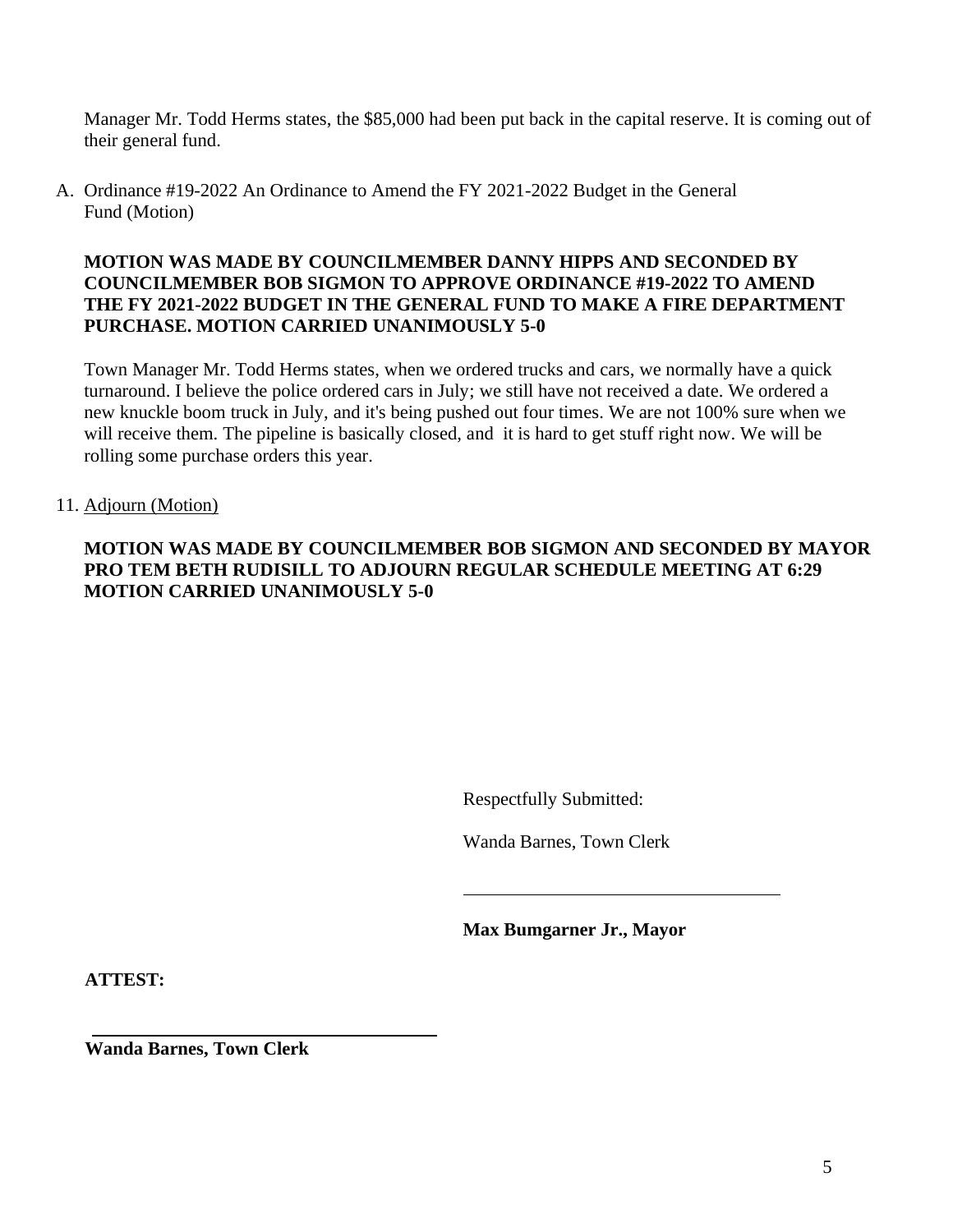Manager Mr. Todd Herms states, the $85,000 had been put back in the capital reserve. It is coming out of their general fund.

A. Ordinance #19-2022 An Ordinance to Amend the FY 2021-2022 Budget in the General Fund (Motion)

**MOTION WAS MADE BY COUNCILMEMBER DANNY HIPPS AND SECONDED BY COUNCILMEMBER BOB SIGMON TO APPROVE ORDINANCE #19-2022 TO AMEND THE FY 2021-2022 BUDGET IN THE GENERAL FUND TO MAKE A FIRE DEPARTMENT PURCHASE. MOTION CARRIED UNANIMOUSLY 5-0**

Town Manager Mr. Todd Herms states, when we ordered trucks and cars, we normally have a quick turnaround. I believe the police ordered cars in July; we still have not received a date. We ordered a new knuckle boom truck in July, and it's being pushed out four times. We are not 100% sure when we will receive them. The pipeline is basically closed, and it is hard to get stuff right now. We will be rolling some purchase orders this year.

11. Adjourn (Motion)

**MOTION WAS MADE BY COUNCILMEMBER BOB SIGMON AND SECONDED BY MAYOR PRO TEM BETH RUDISILL TO ADJOURN REGULAR SCHEDULE MEETING AT 6:29 MOTION CARRIED UNANIMOUSLY 5-0**

Respectfully Submitted:

Wanda Barnes, Town Clerk

______________________________

**Max Bumgarner Jr., Mayor**

**ATTEST:**

______________________________

**Wanda Barnes, Town Clerk**